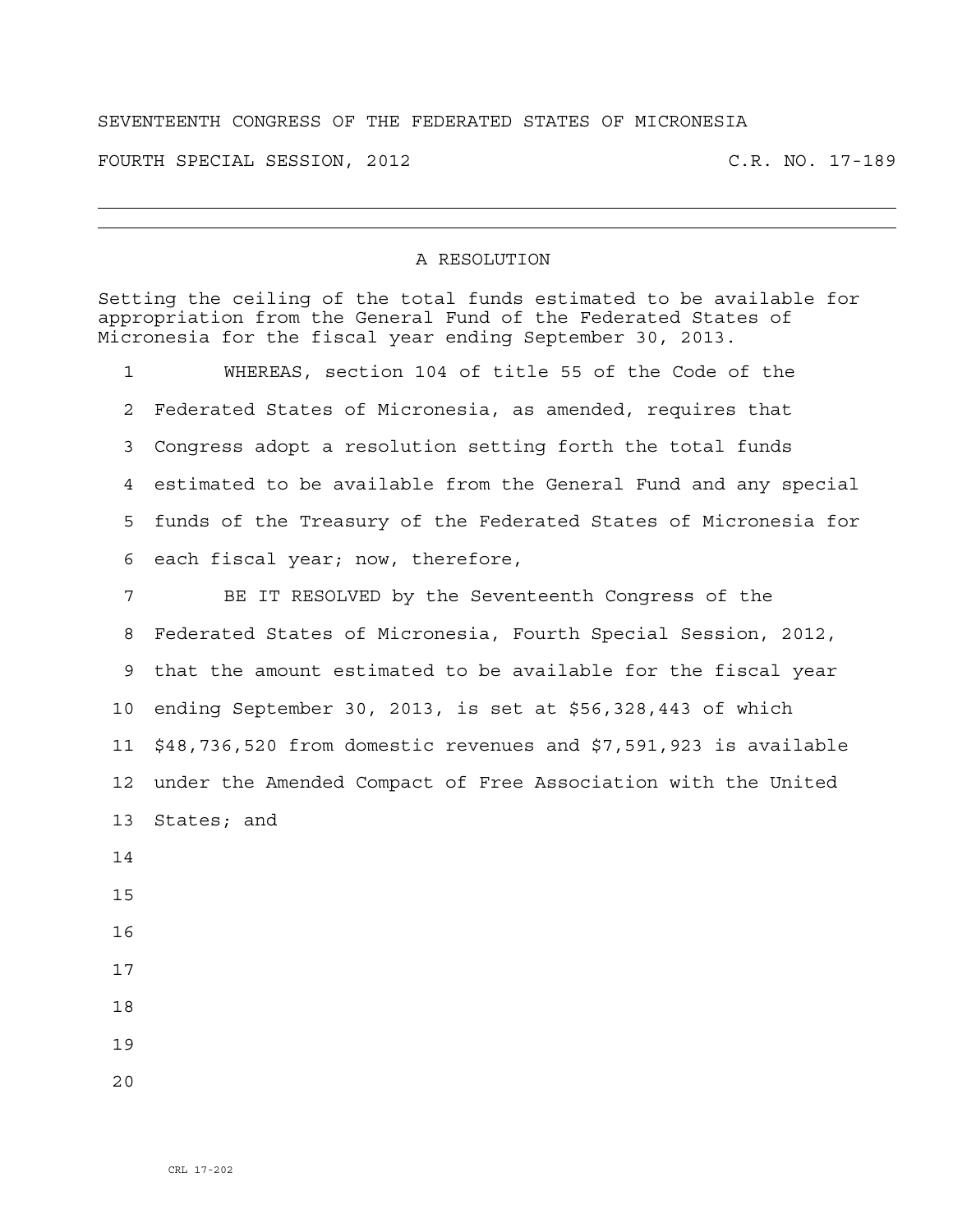SEVENTEENTH CONGRESS OF THE FEDERATED STATES OF MICRONESIA

FOURTH SPECIAL SESSION, 2012 C.R. NO. 17-189

---

# A RESOLUTION

Setting the ceiling of the total funds estimated to be available for appropriation from the General Fund of the Federated States of Micronesia for the fiscal year ending September 30, 2013.

WHEREAS, section 104 of title 55 of the Code of the Federated States of Micronesia, as amended, requires that Congress adopt a resolution setting forth the total funds estimated to be available from the General Fund and any special funds of the Treasury of the Federated States of Micronesia for each fiscal year; now, therefore,

BE IT RESOLVED by the Seventeenth Congress of the Federated States of Micronesia, Fourth Special Session, 2012, that the amount estimated to be available for the fiscal year ending September 30, 2013, is set at $56,328,443 of which $48,736,520 from domestic revenues and $7,591,923 is available under the Amended Compact of Free Association with the United States; and

CRL 17-202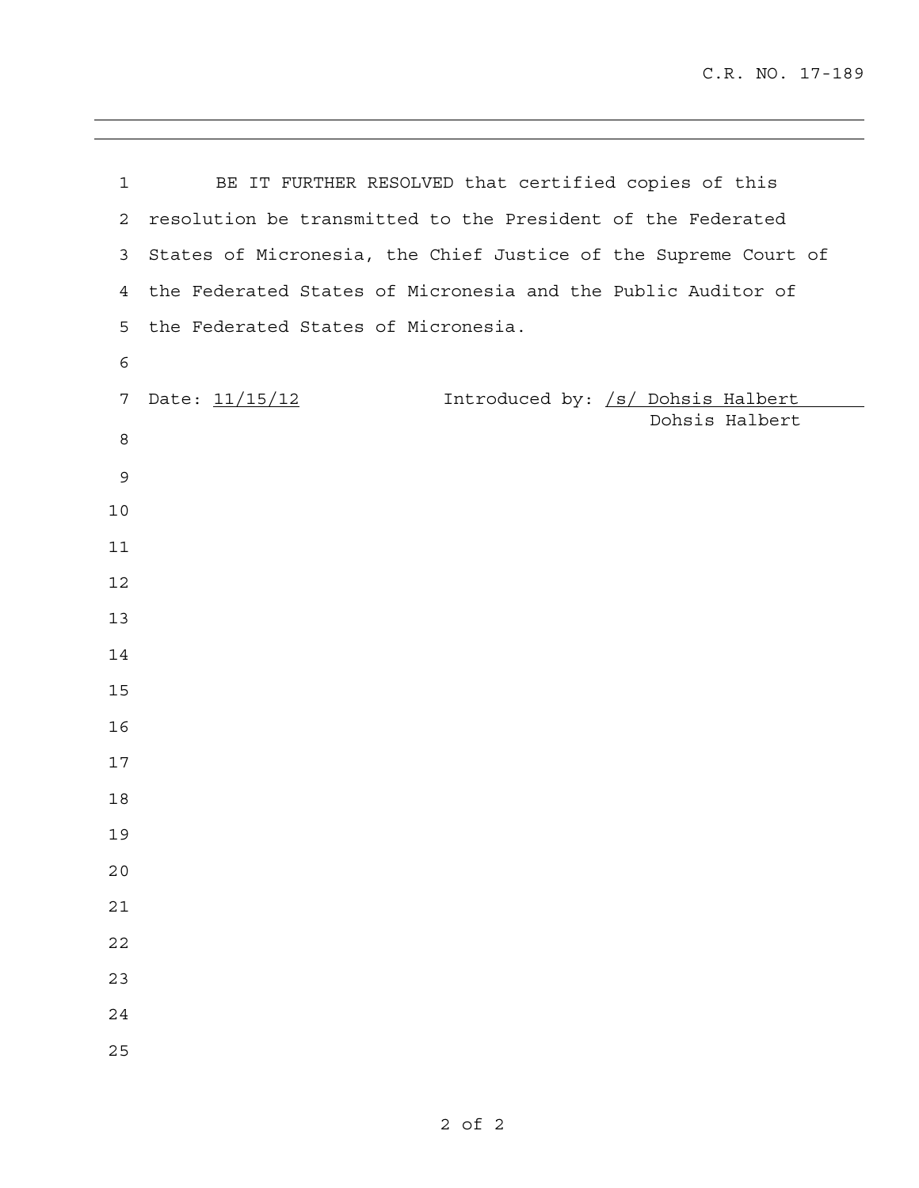BE IT FURTHER RESOLVED that certified copies of this resolution be transmitted to the President of the Federated States of Micronesia, the Chief Justice of the Supreme Court of the Federated States of Micronesia and the Public Auditor of the Federated States of Micronesia.

Date: 11/15/12

Introduced by: /s/ Dohsis Halbert

Dohsis Halbert